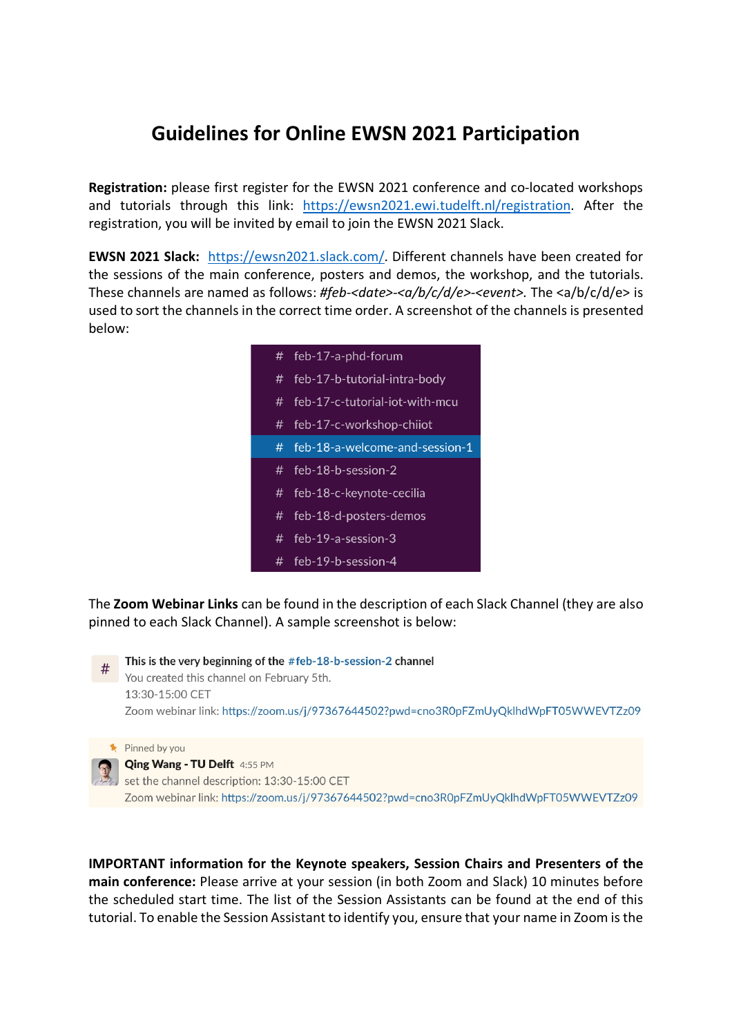# Guidelines for Online EWSN 2021 Participation

**Registration:** please first register for the EWSN 2021 conference and co-located workshops and tutorials through this link: [https://ewsn2021.ewi.tudelft.nl/registration](https://ewsn2021.ewi.tudelft.nl/registration). After the registration, you will be invited by email to join the EWSN 2021 Slack.

**EWSN 2021 Slack:** [https://ewsn2021.slack.com/](https://ewsn2021.slack.com/). Different channels have been created for the sessions of the main conference, posters and demos, the workshop, and the tutorials. These channels are named as follows: *#feb-<date>-<a/b/c/d/e>-<event>.* The <a/b/c/d/e> is used to sort the channels in the correct time order. A screenshot of the channels is presented below:

```
# feb-17-a-phd-forum
# feb-17-b-tutorial-intra-body
# feb-17-c-tutorial-iot-with-mcu
# feb-17-c-workshop-chiiot
# feb-18-a-welcome-and-session-1
# feb-18-b-session-2
# feb-18-c-keynote-cecilia
# feb-18-d-posters-demos
# feb-19-a-session-3
# feb-19-b-session-4
```

The **Zoom Webinar Links** can be found in the description of each Slack Channel (they are also pinned to each Slack Channel). A sample screenshot is below:

> **This is the very beginning of the #feb-18-b-session-2 channel**
> You created this channel on February 5th.
> 13:30-15:00 CET
> Zoom webinar link: https://zoom.us/j/97367644502?pwd=cno3R0pFZmUyQklhdWpFT05WWEVTZz09

> Pinned by you
> **Qing Wang - TU Delft** 4:55 PM
> set the channel description: 13:30-15:00 CET
> Zoom webinar link: https://zoom.us/j/97367644502?pwd=cno3R0pFZmUyQklhdWpFT05WWEVTZz09

**IMPORTANT information for the Keynote speakers, Session Chairs and Presenters of the main conference:** Please arrive at your session (in both Zoom and Slack) 10 minutes before the scheduled start time. The list of the Session Assistants can be found at the end of this tutorial. To enable the Session Assistant to identify you, ensure that your name in Zoom is the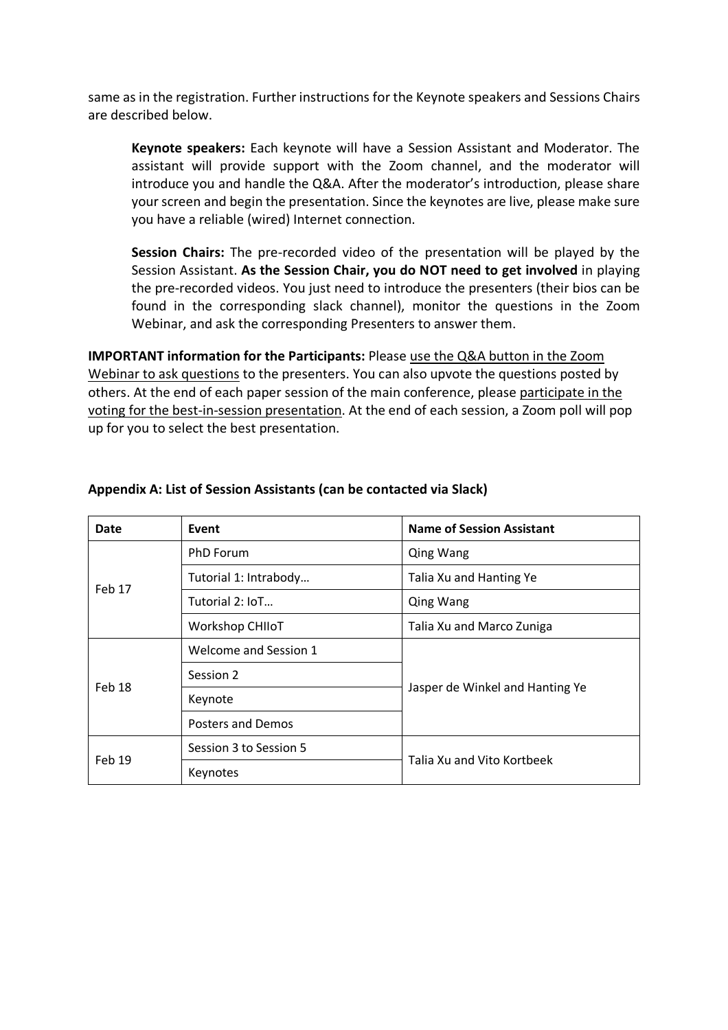same as in the registration. Further instructions for the Keynote speakers and Sessions Chairs are described below.

**Keynote speakers:** Each keynote will have a Session Assistant and Moderator. The assistant will provide support with the Zoom channel, and the moderator will introduce you and handle the Q&A. After the moderator's introduction, please share your screen and begin the presentation. Since the keynotes are live, please make sure you have a reliable (wired) Internet connection.

**Session Chairs:** The pre-recorded video of the presentation will be played by the Session Assistant. **As the Session Chair, you do NOT need to get involved** in playing the pre-recorded videos. You just need to introduce the presenters (their bios can be found in the corresponding slack channel), monitor the questions in the Zoom Webinar, and ask the corresponding Presenters to answer them.

**IMPORTANT information for the Participants:** Please use the Q&A button in the Zoom Webinar to ask questions to the presenters. You can also upvote the questions posted by others. At the end of each paper session of the main conference, please participate in the voting for the best-in-session presentation. At the end of each session, a Zoom poll will pop up for you to select the best presentation.

**Appendix A: List of Session Assistants (can be contacted via Slack)**

| Date | Event | Name of Session Assistant |
|---|---|---|
| Feb 17 | PhD Forum | Qing Wang |
| | Tutorial 1: Intrabody… | Talia Xu and Hanting Ye |
| | Tutorial 2: IoT… | Qing Wang |
| | Workshop CHIIoT | Talia Xu and Marco Zuniga |
| Feb 18 | Welcome and Session 1 | Jasper de Winkel and Hanting Ye |
| | Session 2 | |
| | Keynote | |
| | Posters and Demos | |
| Feb 19 | Session 3 to Session 5 | Talia Xu and Vito Kortbeek |
| | Keynotes | |